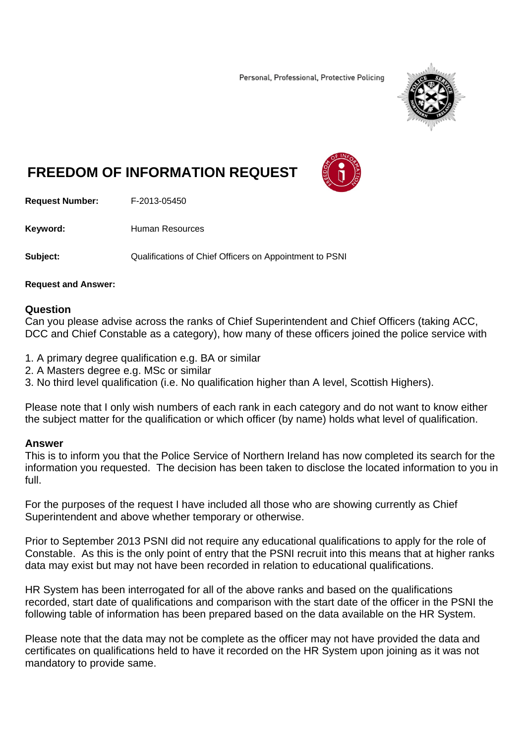Personal, Professional, Protective Policing

# FREEDOM OF INFORMATION REQUEST

**Request Number:** F-2013-05450

**Keyword:** Human Resources

**Subject:** Qualifications of Chief Officers on Appointment to PSNI

**Request and Answer:**

## Question

Can you please advise across the ranks of Chief Superintendent and Chief Officers (taking ACC, DCC and Chief Constable as a category), how many of these officers joined the police service with

1. A primary degree qualification e.g. BA or similar
2. A Masters degree e.g. MSc or similar
3. No third level qualification (i.e. No qualification higher than A level, Scottish Highers).

Please note that I only wish numbers of each rank in each category and do not want to know either the subject matter for the qualification or which officer (by name) holds what level of qualification.

## Answer

This is to inform you that the Police Service of Northern Ireland has now completed its search for the information you requested. The decision has been taken to disclose the located information to you in full.

For the purposes of the request I have included all those who are showing currently as Chief Superintendent and above whether temporary or otherwise.

Prior to September 2013 PSNI did not require any educational qualifications to apply for the role of Constable. As this is the only point of entry that the PSNI recruit into this means that at higher ranks data may exist but may not have been recorded in relation to educational qualifications.

HR System has been interrogated for all of the above ranks and based on the qualifications recorded, start date of qualifications and comparison with the start date of the officer in the PSNI the following table of information has been prepared based on the data available on the HR System.

Please note that the data may not be complete as the officer may not have provided the data and certificates on qualifications held to have it recorded on the HR System upon joining as it was not mandatory to provide same.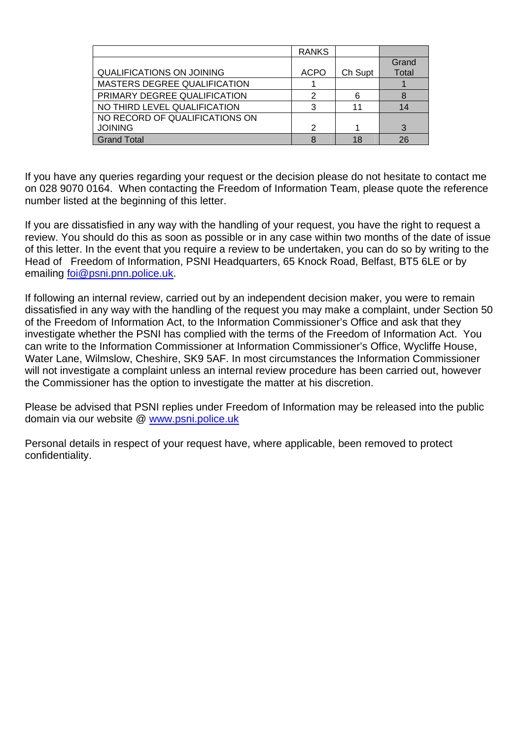| | RANKS | | |
|---|---|---|---|
| QUALIFICATIONS ON JOINING | ACPO | Ch Supt | Grand Total |
| MASTERS DEGREE QUALIFICATION | 1 | | 1 |
| PRIMARY DEGREE QUALIFICATION | 2 | 6 | 8 |
| NO THIRD LEVEL QUALIFICATION | 3 | 11 | 14 |
| NO RECORD OF QUALIFICATIONS ON JOINING | 2 | 1 | 3 |
| Grand Total | 8 | 18 | 26 |

If you have any queries regarding your request or the decision please do not hesitate to contact me on 028 9070 0164. When contacting the Freedom of Information Team, please quote the reference number listed at the beginning of this letter.

If you are dissatisfied in any way with the handling of your request, you have the right to request a review. You should do this as soon as possible or in any case within two months of the date of issue of this letter. In the event that you require a review to be undertaken, you can do so by writing to the Head of Freedom of Information, PSNI Headquarters, 65 Knock Road, Belfast, BT5 6LE or by emailing foi@psni.pnn.police.uk.

If following an internal review, carried out by an independent decision maker, you were to remain dissatisfied in any way with the handling of the request you may make a complaint, under Section 50 of the Freedom of Information Act, to the Information Commissioner's Office and ask that they investigate whether the PSNI has complied with the terms of the Freedom of Information Act. You can write to the Information Commissioner at Information Commissioner's Office, Wycliffe House, Water Lane, Wilmslow, Cheshire, SK9 5AF. In most circumstances the Information Commissioner will not investigate a complaint unless an internal review procedure has been carried out, however the Commissioner has the option to investigate the matter at his discretion.

Please be advised that PSNI replies under Freedom of Information may be released into the public domain via our website @ www.psni.police.uk

Personal details in respect of your request have, where applicable, been removed to protect confidentiality.